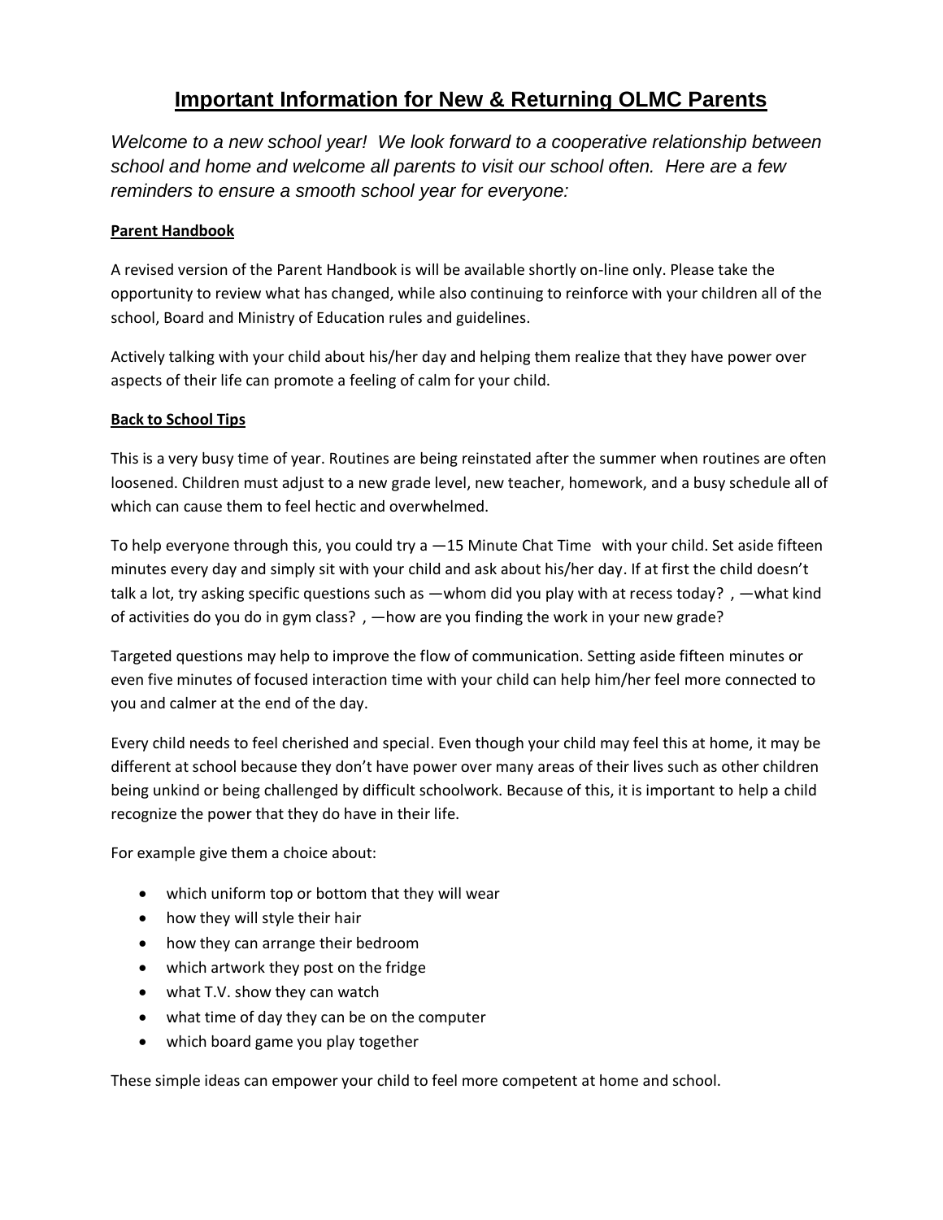# Important Information for New & Returning OLMC Parents

*Welcome to a new school year! We look forward to a cooperative relationship between school and home and welcome all parents to visit our school often. Here are a few reminders to ensure a smooth school year for everyone:*

**Parent Handbook**

A revised version of the Parent Handbook is will be available shortly on-line only. Please take the opportunity to review what has changed, while also continuing to reinforce with your children all of the school, Board and Ministry of Education rules and guidelines.

Actively talking with your child about his/her day and helping them realize that they have power over aspects of their life can promote a feeling of calm for your child.

**Back to School Tips**

This is a very busy time of year. Routines are being reinstated after the summer when routines are often loosened. Children must adjust to a new grade level, new teacher, homework, and a busy schedule all of which can cause them to feel hectic and overwhelmed.

To help everyone through this, you could try a —15 Minute Chat Time  with your child. Set aside fifteen minutes every day and simply sit with your child and ask about his/her day. If at first the child doesn't talk a lot, try asking specific questions such as —whom did you play with at recess today? , —what kind of activities do you do in gym class? , —how are you finding the work in your new grade?

Targeted questions may help to improve the flow of communication. Setting aside fifteen minutes or even five minutes of focused interaction time with your child can help him/her feel more connected to you and calmer at the end of the day.

Every child needs to feel cherished and special. Even though your child may feel this at home, it may be different at school because they don't have power over many areas of their lives such as other children being unkind or being challenged by difficult schoolwork. Because of this, it is important to help a child recognize the power that they do have in their life.

For example give them a choice about:

- which uniform top or bottom that they will wear
- how they will style their hair
- how they can arrange their bedroom
- which artwork they post on the fridge
- what T.V. show they can watch
- what time of day they can be on the computer
- which board game you play together

These simple ideas can empower your child to feel more competent at home and school.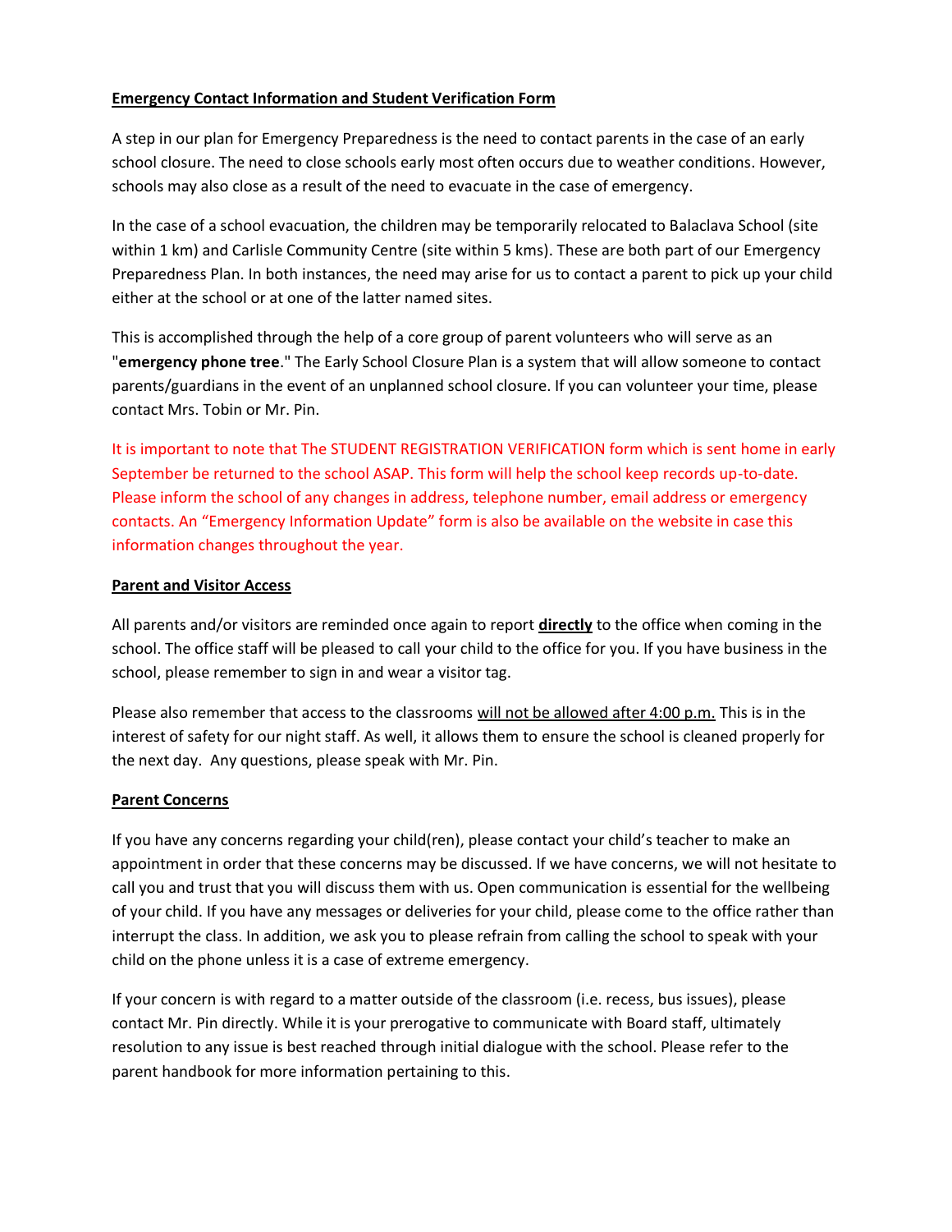**Emergency Contact Information and Student Verification Form**

A step in our plan for Emergency Preparedness is the need to contact parents in the case of an early school closure. The need to close schools early most often occurs due to weather conditions. However, schools may also close as a result of the need to evacuate in the case of emergency.

In the case of a school evacuation, the children may be temporarily relocated to Balaclava School (site within 1 km) and Carlisle Community Centre (site within 5 kms). These are both part of our Emergency Preparedness Plan. In both instances, the need may arise for us to contact a parent to pick up your child either at the school or at one of the latter named sites.

This is accomplished through the help of a core group of parent volunteers who will serve as an "**emergency phone tree**." The Early School Closure Plan is a system that will allow someone to contact parents/guardians in the event of an unplanned school closure. If you can volunteer your time, please contact Mrs. Tobin or Mr. Pin.

It is important to note that The STUDENT REGISTRATION VERIFICATION form which is sent home in early September be returned to the school ASAP. This form will help the school keep records up-to-date. Please inform the school of any changes in address, telephone number, email address or emergency contacts. An "Emergency Information Update" form is also be available on the website in case this information changes throughout the year.

**Parent and Visitor Access**

All parents and/or visitors are reminded once again to report **directly** to the office when coming in the school. The office staff will be pleased to call your child to the office for you. If you have business in the school, please remember to sign in and wear a visitor tag.

Please also remember that access to the classrooms will not be allowed after 4:00 p.m. This is in the interest of safety for our night staff. As well, it allows them to ensure the school is cleaned properly for the next day. Any questions, please speak with Mr. Pin.

**Parent Concerns**

If you have any concerns regarding your child(ren), please contact your child's teacher to make an appointment in order that these concerns may be discussed. If we have concerns, we will not hesitate to call you and trust that you will discuss them with us. Open communication is essential for the wellbeing of your child. If you have any messages or deliveries for your child, please come to the office rather than interrupt the class. In addition, we ask you to please refrain from calling the school to speak with your child on the phone unless it is a case of extreme emergency.

If your concern is with regard to a matter outside of the classroom (i.e. recess, bus issues), please contact Mr. Pin directly. While it is your prerogative to communicate with Board staff, ultimately resolution to any issue is best reached through initial dialogue with the school. Please refer to the parent handbook for more information pertaining to this.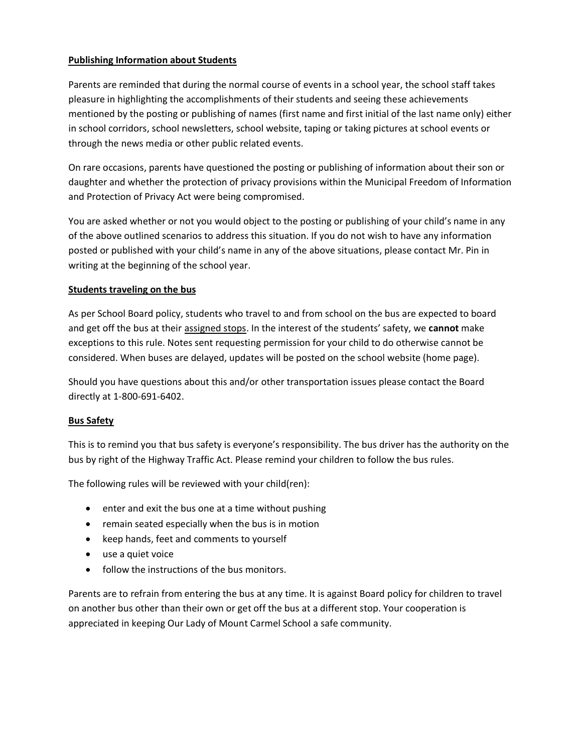**<u>Publishing Information about Students</u>**

Parents are reminded that during the normal course of events in a school year, the school staff takes pleasure in highlighting the accomplishments of their students and seeing these achievements mentioned by the posting or publishing of names (first name and first initial of the last name only) either in school corridors, school newsletters, school website, taping or taking pictures at school events or through the news media or other public related events.

On rare occasions, parents have questioned the posting or publishing of information about their son or daughter and whether the protection of privacy provisions within the Municipal Freedom of Information and Protection of Privacy Act were being compromised.

You are asked whether or not you would object to the posting or publishing of your child's name in any of the above outlined scenarios to address this situation. If you do not wish to have any information posted or published with your child's name in any of the above situations, please contact Mr. Pin in writing at the beginning of the school year.

**<u>Students traveling on the bus</u>**

As per School Board policy, students who travel to and from school on the bus are expected to board and get off the bus at their <u>assigned stops</u>. In the interest of the students' safety, we **cannot** make exceptions to this rule. Notes sent requesting permission for your child to do otherwise cannot be considered. When buses are delayed, updates will be posted on the school website (home page).

Should you have questions about this and/or other transportation issues please contact the Board directly at 1-800-691-6402.

**<u>Bus Safety</u>**

This is to remind you that bus safety is everyone's responsibility. The bus driver has the authority on the bus by right of the Highway Traffic Act. Please remind your children to follow the bus rules.

The following rules will be reviewed with your child(ren):

- enter and exit the bus one at a time without pushing
- remain seated especially when the bus is in motion
- keep hands, feet and comments to yourself
- use a quiet voice
- follow the instructions of the bus monitors.

Parents are to refrain from entering the bus at any time. It is against Board policy for children to travel on another bus other than their own or get off the bus at a different stop. Your cooperation is appreciated in keeping Our Lady of Mount Carmel School a safe community.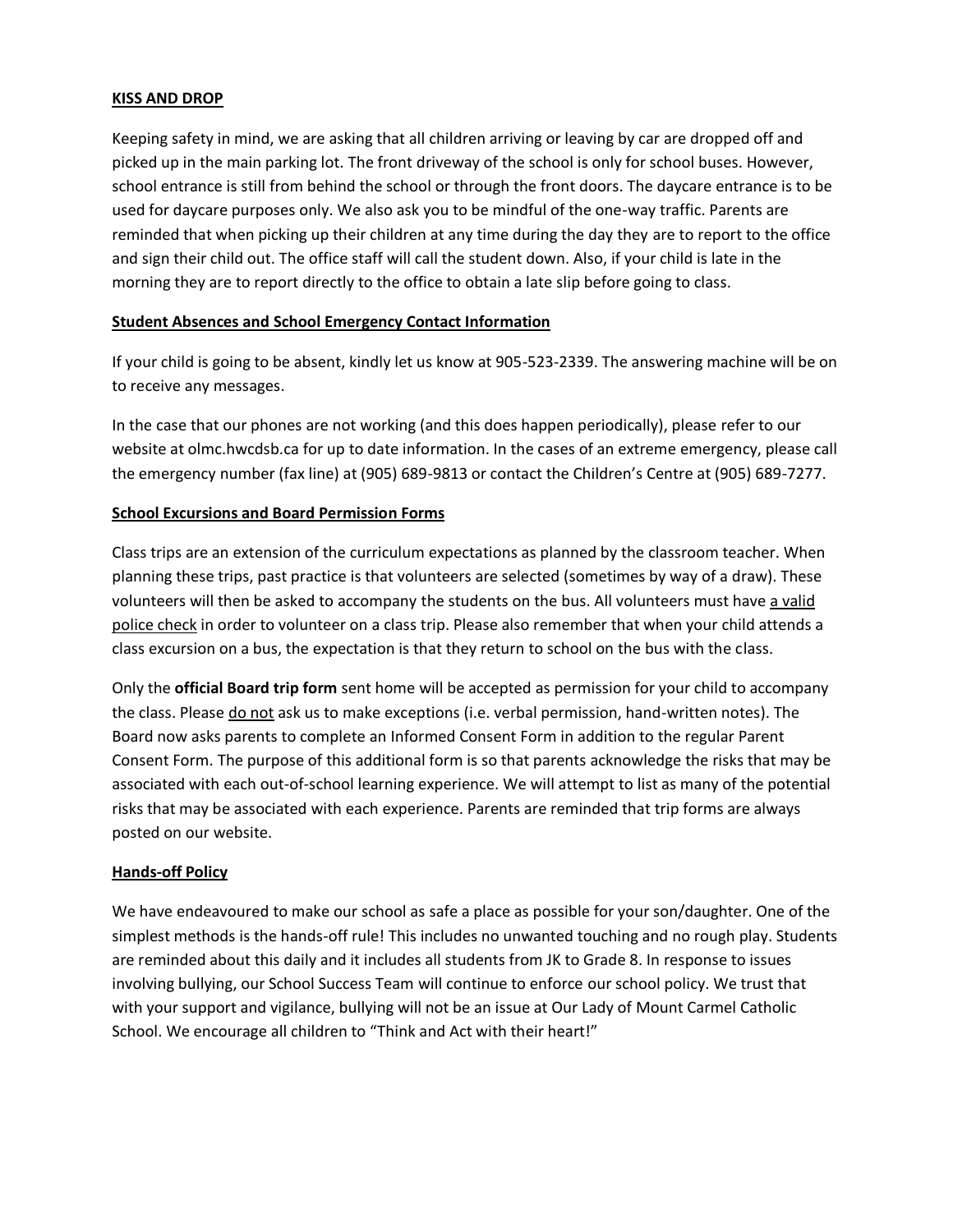**KISS AND DROP**

Keeping safety in mind, we are asking that all children arriving or leaving by car are dropped off and picked up in the main parking lot. The front driveway of the school is only for school buses. However, school entrance is still from behind the school or through the front doors. The daycare entrance is to be used for daycare purposes only. We also ask you to be mindful of the one-way traffic. Parents are reminded that when picking up their children at any time during the day they are to report to the office and sign their child out. The office staff will call the student down. Also, if your child is late in the morning they are to report directly to the office to obtain a late slip before going to class.

**Student Absences and School Emergency Contact Information**

If your child is going to be absent, kindly let us know at 905-523-2339. The answering machine will be on to receive any messages.

In the case that our phones are not working (and this does happen periodically), please refer to our website at olmc.hwcdsb.ca for up to date information. In the cases of an extreme emergency, please call the emergency number (fax line) at (905) 689-9813 or contact the Children's Centre at (905) 689-7277.

**School Excursions and Board Permission Forms**

Class trips are an extension of the curriculum expectations as planned by the classroom teacher. When planning these trips, past practice is that volunteers are selected (sometimes by way of a draw). These volunteers will then be asked to accompany the students on the bus. All volunteers must have a valid police check in order to volunteer on a class trip. Please also remember that when your child attends a class excursion on a bus, the expectation is that they return to school on the bus with the class.

Only the **official Board trip form** sent home will be accepted as permission for your child to accompany the class. Please do not ask us to make exceptions (i.e. verbal permission, hand-written notes). The Board now asks parents to complete an Informed Consent Form in addition to the regular Parent Consent Form. The purpose of this additional form is so that parents acknowledge the risks that may be associated with each out-of-school learning experience. We will attempt to list as many of the potential risks that may be associated with each experience. Parents are reminded that trip forms are always posted on our website.

**Hands-off Policy**

We have endeavoured to make our school as safe a place as possible for your son/daughter. One of the simplest methods is the hands-off rule! This includes no unwanted touching and no rough play. Students are reminded about this daily and it includes all students from JK to Grade 8. In response to issues involving bullying, our School Success Team will continue to enforce our school policy. We trust that with your support and vigilance, bullying will not be an issue at Our Lady of Mount Carmel Catholic School. We encourage all children to "Think and Act with their heart!"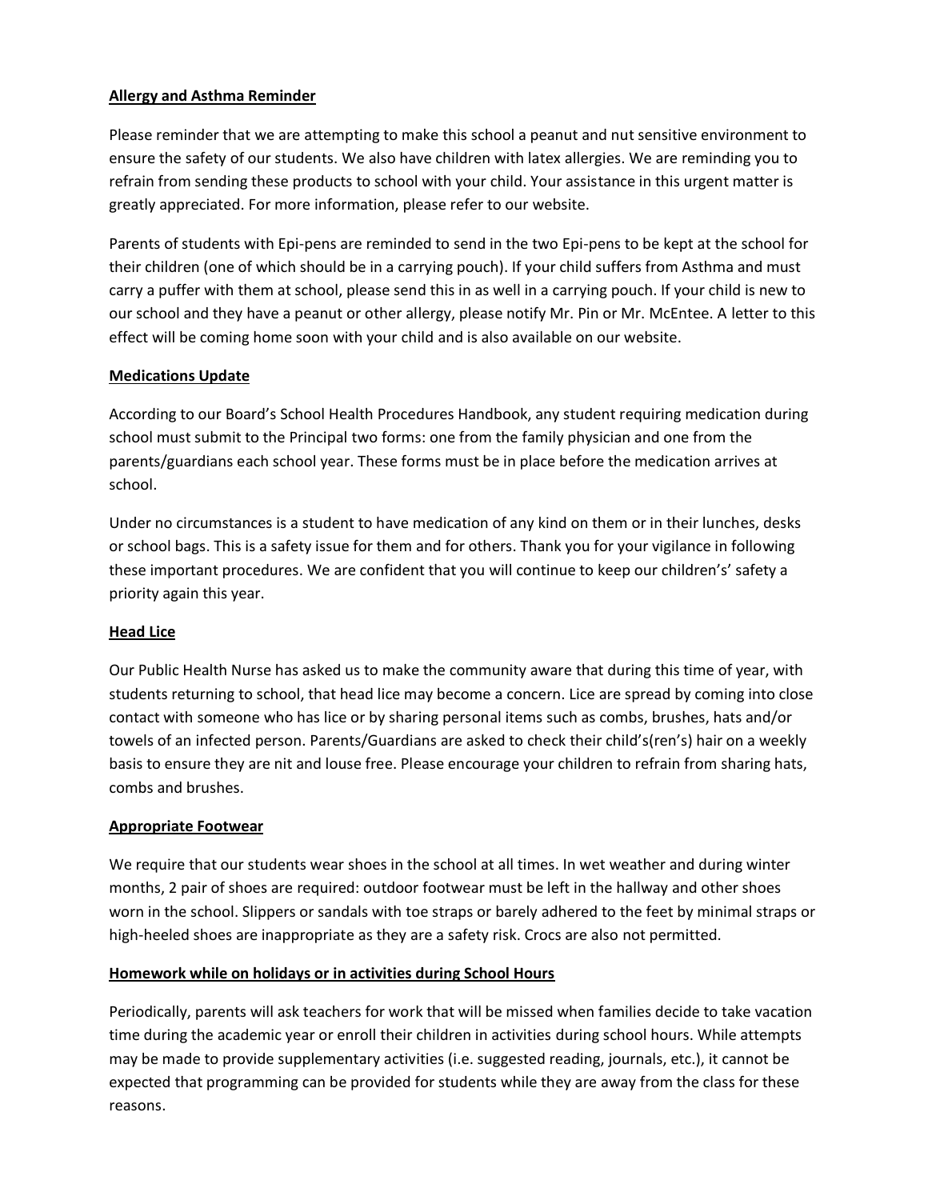## Allergy and Asthma Reminder

Please reminder that we are attempting to make this school a peanut and nut sensitive environment to ensure the safety of our students. We also have children with latex allergies. We are reminding you to refrain from sending these products to school with your child. Your assistance in this urgent matter is greatly appreciated. For more information, please refer to our website.

Parents of students with Epi-pens are reminded to send in the two Epi-pens to be kept at the school for their children (one of which should be in a carrying pouch). If your child suffers from Asthma and must carry a puffer with them at school, please send this in as well in a carrying pouch. If your child is new to our school and they have a peanut or other allergy, please notify Mr. Pin or Mr. McEntee. A letter to this effect will be coming home soon with your child and is also available on our website.

## Medications Update

According to our Board's School Health Procedures Handbook, any student requiring medication during school must submit to the Principal two forms: one from the family physician and one from the parents/guardians each school year. These forms must be in place before the medication arrives at school.

Under no circumstances is a student to have medication of any kind on them or in their lunches, desks or school bags. This is a safety issue for them and for others. Thank you for your vigilance in following these important procedures. We are confident that you will continue to keep our children's' safety a priority again this year.

## Head Lice

Our Public Health Nurse has asked us to make the community aware that during this time of year, with students returning to school, that head lice may become a concern. Lice are spread by coming into close contact with someone who has lice or by sharing personal items such as combs, brushes, hats and/or towels of an infected person. Parents/Guardians are asked to check their child's(ren's) hair on a weekly basis to ensure they are nit and louse free. Please encourage your children to refrain from sharing hats, combs and brushes.

## Appropriate Footwear

We require that our students wear shoes in the school at all times. In wet weather and during winter months, 2 pair of shoes are required: outdoor footwear must be left in the hallway and other shoes worn in the school. Slippers or sandals with toe straps or barely adhered to the feet by minimal straps or high-heeled shoes are inappropriate as they are a safety risk. Crocs are also not permitted.

## Homework while on holidays or in activities during School Hours

Periodically, parents will ask teachers for work that will be missed when families decide to take vacation time during the academic year or enroll their children in activities during school hours. While attempts may be made to provide supplementary activities (i.e. suggested reading, journals, etc.), it cannot be expected that programming can be provided for students while they are away from the class for these reasons.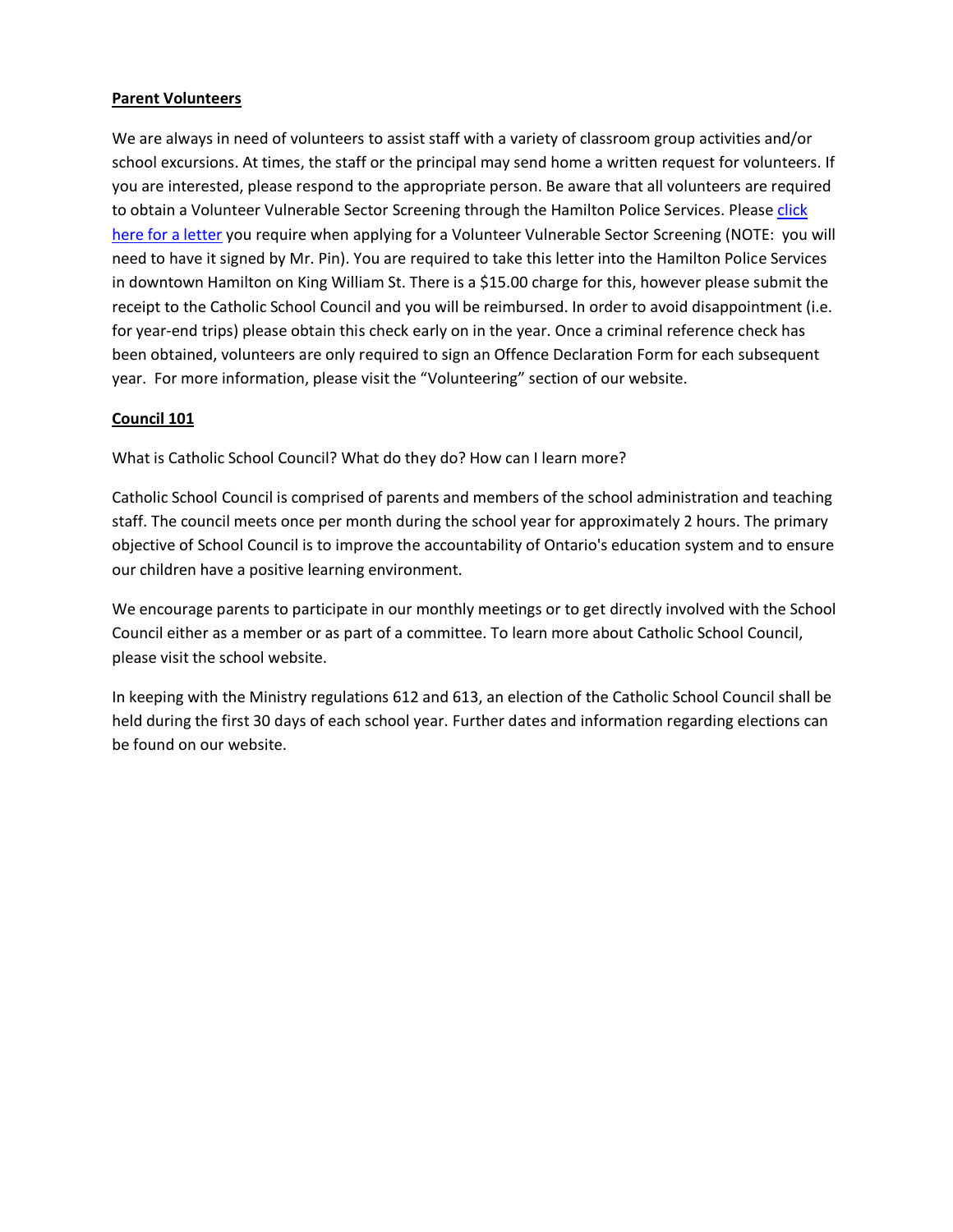## Parent Volunteers

We are always in need of volunteers to assist staff with a variety of classroom group activities and/or school excursions. At times, the staff or the principal may send home a written request for volunteers. If you are interested, please respond to the appropriate person. Be aware that all volunteers are required to obtain a Volunteer Vulnerable Sector Screening through the Hamilton Police Services. Please click here for a letter you require when applying for a Volunteer Vulnerable Sector Screening (NOTE: you will need to have it signed by Mr. Pin). You are required to take this letter into the Hamilton Police Services in downtown Hamilton on King William St. There is a $15.00 charge for this, however please submit the receipt to the Catholic School Council and you will be reimbursed. In order to avoid disappointment (i.e. for year-end trips) please obtain this check early on in the year. Once a criminal reference check has been obtained, volunteers are only required to sign an Offence Declaration Form for each subsequent year. For more information, please visit the "Volunteering" section of our website.

## Council 101

What is Catholic School Council? What do they do? How can I learn more?

Catholic School Council is comprised of parents and members of the school administration and teaching staff. The council meets once per month during the school year for approximately 2 hours. The primary objective of School Council is to improve the accountability of Ontario's education system and to ensure our children have a positive learning environment.

We encourage parents to participate in our monthly meetings or to get directly involved with the School Council either as a member or as part of a committee. To learn more about Catholic School Council, please visit the school website.

In keeping with the Ministry regulations 612 and 613, an election of the Catholic School Council shall be held during the first 30 days of each school year. Further dates and information regarding elections can be found on our website.